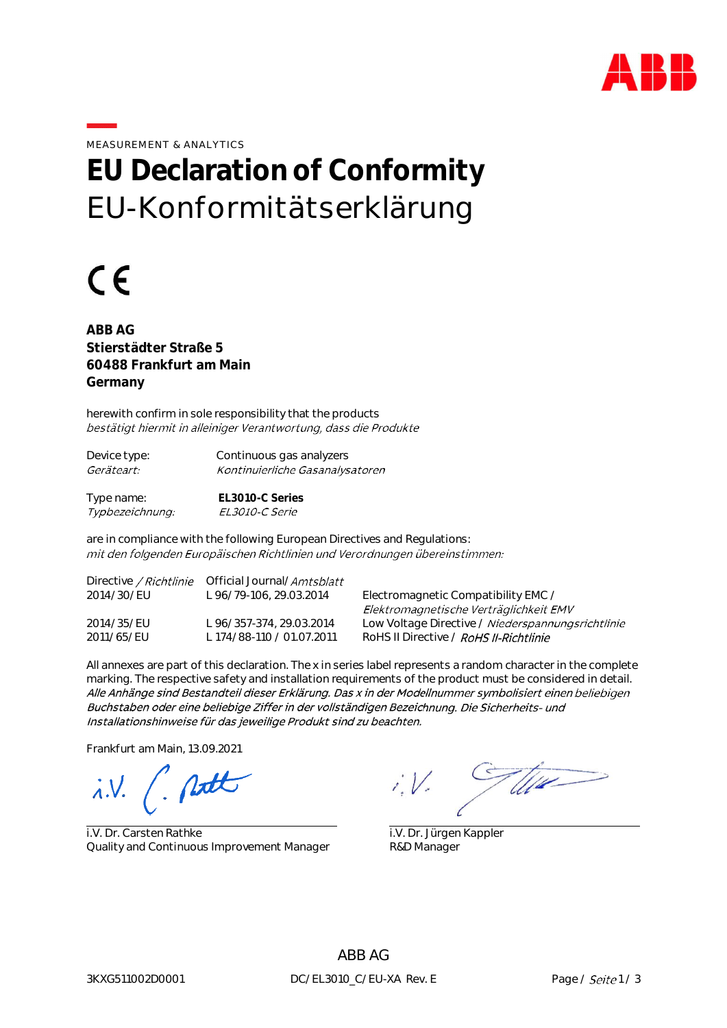MEASUREMENT & ANALYTICS

# EU Declaration of Conformity

# EU-Konformitätserklärung

CE

**ABB AG**
**Stierstädter Straße 5**
**60488 Frankfurt am Main**
**Germany**

herewith confirm in sole responsibility that the products
*bestätigt hiermit in alleiniger Verantwortung, dass die Produkte*

| | |
|---|---|
| Device type: *Geräteart:* | Continuous gas analyzers *Kontinuierliche Gasanalysatoren* |
| Type name: *Typbezeichnung:* | **EL3010-C Series** *EL3010-C Serie* |

are in compliance with the following European Directives and Regulations:
*mit den folgenden Europäischen Richtlinien und Verordnungen übereinstimmen:*

| Directive / *Richtlinie* | Official Journal/ *Amtsblatt* | |
|---|---|---|
| 2014/30/EU | L 96/79-106, 29.03.2014 | Electromagnetic Compatibility EMC / *Elektromagnetische Verträglichkeit EMV* |
| 2014/35/EU | L 96/357-374, 29.03.2014 | Low Voltage Directive / *Niederspannungsrichtlinie* |
| 2011/65/EU | L 174/88-110 / 01.07.2011 | RoHS II Directive / *RoHS II-Richtlinie* |

All annexes are part of this declaration. The x in series label represents a random character in the complete marking. The respective safety and installation requirements of the product must be considered in detail.
*Alle Anhänge sind Bestandteil dieser Erklärung. Das x in der Modellnummer symbolisiert einen beliebigen Buchstaben oder eine beliebige Ziffer in der vollständigen Bezeichnung. Die Sicherheits- und Installationshinweise für das jeweilige Produkt sind zu beachten.*

Frankfurt am Main, 13.09.2021

i.V. Dr. Carsten Rathke
Quality and Continuous Improvement Manager

i.V. Dr. Jürgen Kappler
R&D Manager

ABB AG

3KXG511002D0001 DC/EL3010_C/EU-XA Rev. E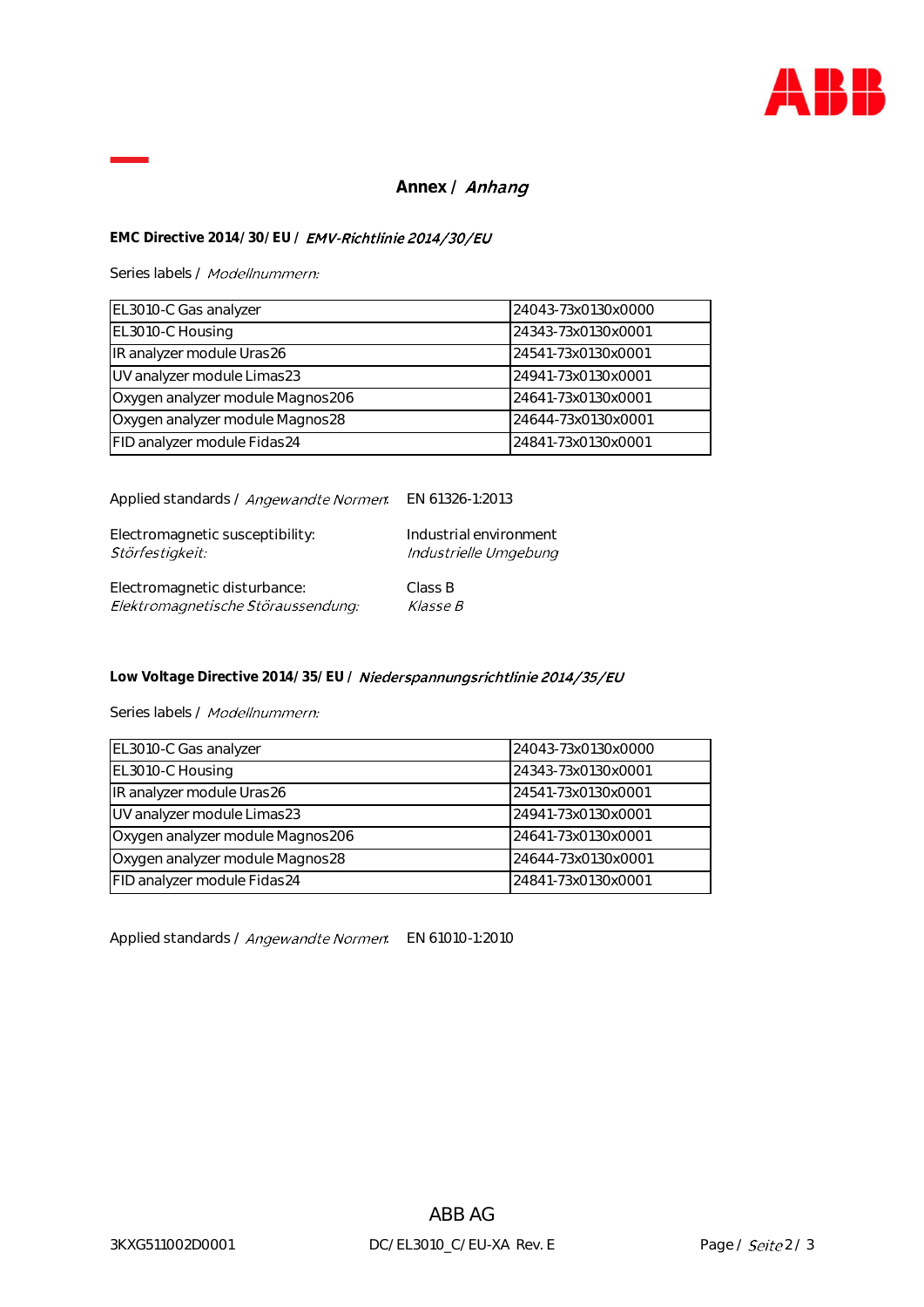# Annex / *Anhang*

**EMC Directive 2014/30/EU /** ***EMV-Richtlinie 2014/30/EU***

Series labels / *Modellnummern:*

| | |
|---|---|
| EL3010-C Gas analyzer | 24043-73x0130x0000 |
| EL3010-C Housing | 24343-73x0130x0001 |
| IR analyzer module Uras26 | 24541-73x0130x0001 |
| UV analyzer module Limas23 | 24941-73x0130x0001 |
| Oxygen analyzer module Magnos206 | 24641-73x0130x0001 |
| Oxygen analyzer module Magnos28 | 24644-73x0130x0001 |
| FID analyzer module Fidas24 | 24841-73x0130x0001 |

Applied standards / *Angewandte Normen:* EN 61326-1:2013

Electromagnetic susceptibility: Industrial environment
*Störfestigkeit:* *Industrielle Umgebung*

Electromagnetic disturbance: Class B
*Elektromagnetische Störaussendung:* *Klasse B*

**Low Voltage Directive 2014/35/EU /** ***Niederspannungsrichtlinie 2014/35/EU***

Series labels / *Modellnummern:*

| | |
|---|---|
| EL3010-C Gas analyzer | 24043-73x0130x0000 |
| EL3010-C Housing | 24343-73x0130x0001 |
| IR analyzer module Uras26 | 24541-73x0130x0001 |
| UV analyzer module Limas23 | 24941-73x0130x0001 |
| Oxygen analyzer module Magnos206 | 24641-73x0130x0001 |
| Oxygen analyzer module Magnos28 | 24644-73x0130x0001 |
| FID analyzer module Fidas24 | 24841-73x0130x0001 |

Applied standards / *Angewandte Normen:* EN 61010-1:2010

ABB AG

3KXG511002D0001 DC/EL3010_C/EU-XA Rev. E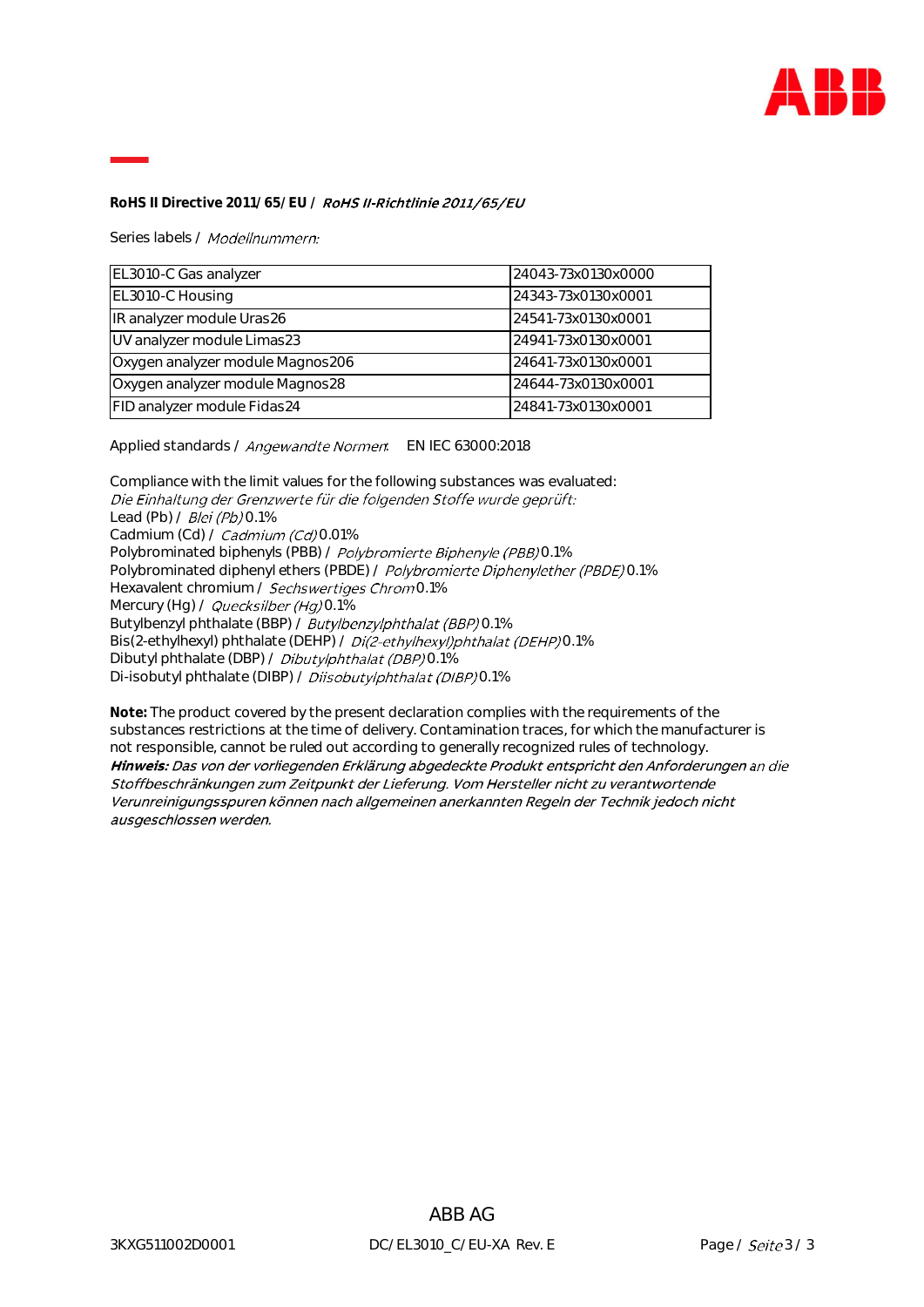**RoHS II Directive 2011/65/EU /** ***RoHS II-Richtlinie 2011/65/EU***

Series labels / *Modellnummern:*

| | |
|---|---|
| EL3010-C Gas analyzer | 24043-73x0130x0000 |
| EL3010-C Housing | 24343-73x0130x0001 |
| IR analyzer module Uras26 | 24541-73x0130x0001 |
| UV analyzer module Limas23 | 24941-73x0130x0001 |
| Oxygen analyzer module Magnos206 | 24641-73x0130x0001 |
| Oxygen analyzer module Magnos28 | 24644-73x0130x0001 |
| FID analyzer module Fidas24 | 24841-73x0130x0001 |

Applied standards / *Angewandte Normen:* EN IEC 63000:2018

Compliance with the limit values for the following substances was evaluated:
*Die Einhaltung der Grenzwerte für die folgenden Stoffe wurde geprüft:*
Lead (Pb) / *Blei (Pb)* 0.1%
Cadmium (Cd) / *Cadmium (Cd)* 0.01%
Polybrominated biphenyls (PBB) / *Polybromierte Biphenyle (PBB)* 0.1%
Polybrominated diphenyl ethers (PBDE) / *Polybromierte Diphenylether (PBDE)* 0.1%
Hexavalent chromium / *Sechswertiges Chrom* 0.1%
Mercury (Hg) / *Quecksilber (Hg)* 0.1%
Butylbenzyl phthalate (BBP) / *Butylbenzylphthalat (BBP)* 0.1%
Bis(2-ethylhexyl) phthalate (DEHP) / *Di(2-ethylhexyl)phthalat (DEHP)* 0.1%
Dibutyl phthalate (DBP) / *Dibutylphthalat (DBP)* 0.1%
Di-isobutyl phthalate (DIBP) / *Diisobutylphthalat (DIBP)* 0.1%

**Note:** The product covered by the present declaration complies with the requirements of the substances restrictions at the time of delivery. Contamination traces, for which the manufacturer is not responsible, cannot be ruled out according to generally recognized rules of technology.
***Hinweis:*** *Das von der vorliegenden Erklärung abgedeckte Produkt entspricht den Anforderungen an die Stoffbeschränkungen zum Zeitpunkt der Lieferung. Vom Hersteller nicht zu verantwortende Verunreinigungsspuren können nach allgemeinen anerkannten Regeln der Technik jedoch nicht ausgeschlossen werden.*

ABB AG

3KXG511002D0001 DC/EL3010_C/EU-XA Rev. E